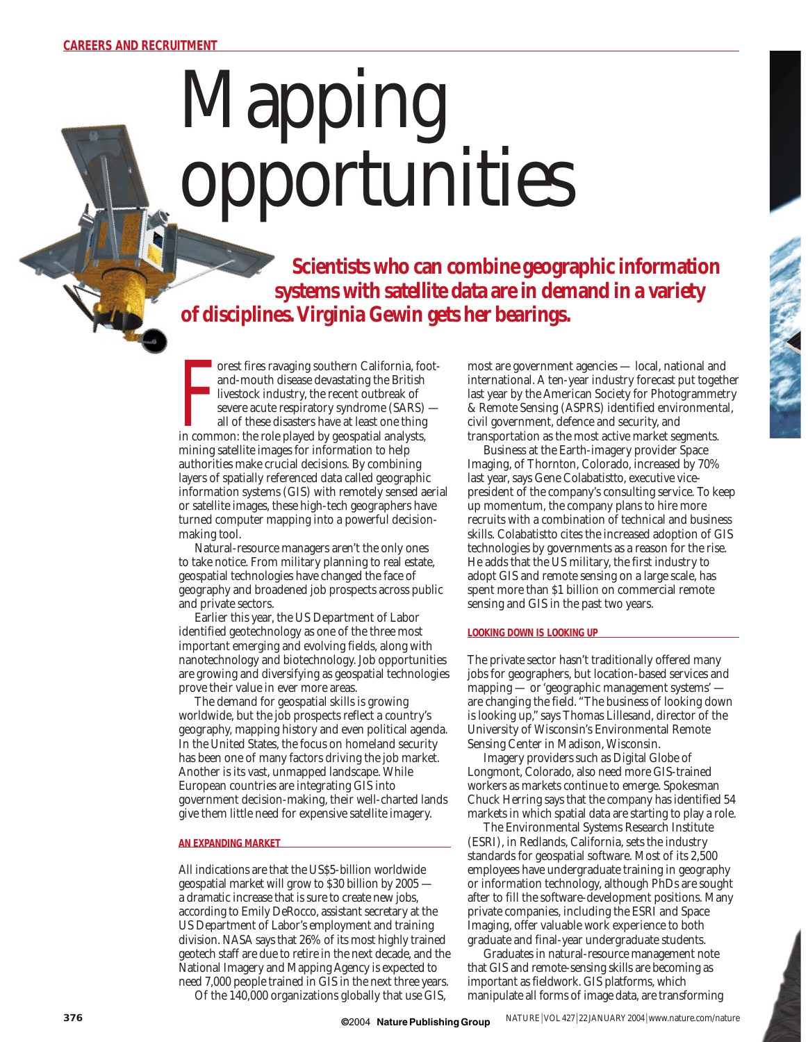CAREERS AND RECRUITMENT

# Mapping opportunities

**Scientists who can combine geographic information systems with satellite data are in demand in a variety of disciplines. Virginia Gewin gets her bearings.**

Forest fires ravaging southern California, foot-and-mouth disease devastating the British livestock industry, the recent outbreak of severe acute respiratory syndrome (SARS) — all of these disasters have at least one thing in common: the role played by geospatial analysts, mining satellite images for information to help authorities make crucial decisions. By combining layers of spatially referenced data called geographic information systems (GIS) with remotely sensed aerial or satellite images, these high-tech geographers have turned computer mapping into a powerful decision-making tool.

Natural-resource managers aren't the only ones to take notice. From military planning to real estate, geospatial technologies have changed the face of geography and broadened job prospects across public and private sectors.

Earlier this year, the US Department of Labor identified geotechnology as one of the three most important emerging and evolving fields, along with nanotechnology and biotechnology. Job opportunities are growing and diversifying as geospatial technologies prove their value in ever more areas.

The demand for geospatial skills is growing worldwide, but the job prospects reflect a country's geography, mapping history and even political agenda. In the United States, the focus on homeland security has been one of many factors driving the job market. Another is its vast, unmapped landscape. While European countries are integrating GIS into government decision-making, their well-charted lands give them little need for expensive satellite imagery.

## AN EXPANDING MARKET

All indications are that the US$5-billion worldwide geospatial market will grow to $30 billion by 2005 — a dramatic increase that is sure to create new jobs, according to Emily DeRocco, assistant secretary at the US Department of Labor's employment and training division. NASA says that 26% of its most highly trained geotech staff are due to retire in the next decade, and the National Imagery and Mapping Agency is expected to need 7,000 people trained in GIS in the next three years.

Of the 140,000 organizations globally that use GIS, most are government agencies — local, national and international. A ten-year industry forecast put together last year by the American Society for Photogrammetry & Remote Sensing (ASPRS) identified environmental, civil government, defence and security, and transportation as the most active market segments.

Business at the Earth-imagery provider Space Imaging, of Thornton, Colorado, increased by 70% last year, says Gene Colabatistto, executive vice-president of the company's consulting service. To keep up momentum, the company plans to hire more recruits with a combination of technical and business skills. Colabatistto cites the increased adoption of GIS technologies by governments as a reason for the rise. He adds that the US military, the first industry to adopt GIS and remote sensing on a large scale, has spent more than $1 billion on commercial remote sensing and GIS in the past two years.

## LOOKING DOWN IS LOOKING UP

The private sector hasn't traditionally offered many jobs for geographers, but location-based services and mapping — or 'geographic management systems' — are changing the field. "The business of looking down is looking up," says Thomas Lillesand, director of the University of Wisconsin's Environmental Remote Sensing Center in Madison, Wisconsin.

Imagery providers such as Digital Globe of Longmont, Colorado, also need more GIS-trained workers as markets continue to emerge. Spokesman Chuck Herring says that the company has identified 54 markets in which spatial data are starting to play a role.

The Environmental Systems Research Institute (ESRI), in Redlands, California, sets the industry standards for geospatial software. Most of its 2,500 employees have undergraduate training in geography or information technology, although PhDs are sought after to fill the software-development positions. Many private companies, including the ESRI and Space Imaging, offer valuable work experience to both graduate and final-year undergraduate students.

Graduates in natural-resource management note that GIS and remote-sensing skills are becoming as important as fieldwork. GIS platforms, which manipulate all forms of image data, are transforming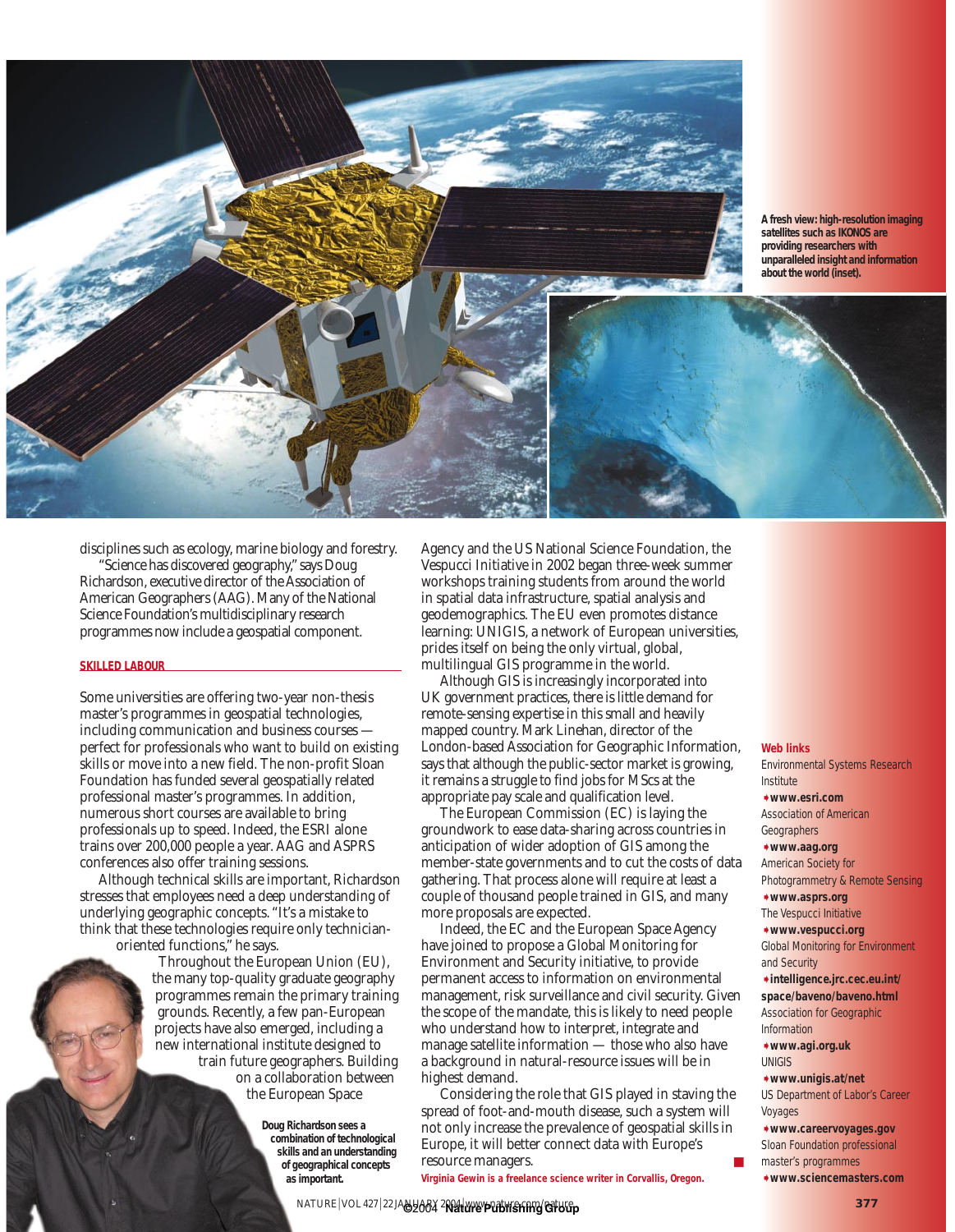A fresh view: high-resolution imaging satellites such as IKONOS are providing researchers with unparalleled insight and information about the world (inset).

disciplines such as ecology, marine biology and forestry.

"Science has discovered geography," says Doug Richardson, executive director of the Association of American Geographers (AAG). Many of the National Science Foundation's multidisciplinary research programmes now include a geospatial component.

### SKILLED LABOUR

Some universities are offering two-year non-thesis master's programmes in geospatial technologies, including communication and business courses — perfect for professionals who want to build on existing skills or move into a new field. The non-profit Sloan Foundation has funded several geospatially related professional master's programmes. In addition, numerous short courses are available to bring professionals up to speed. Indeed, the ESRI alone trains over 200,000 people a year. AAG and ASPRS conferences also offer training sessions.

Although technical skills are important, Richardson stresses that employees need a deep understanding of underlying geographic concepts. "It's a mistake to think that these technologies require only technician-oriented functions," he says.

Throughout the European Union (EU), the many top-quality graduate geography programmes remain the primary training grounds. Recently, a few pan-European projects have also emerged, including a new international institute designed to train future geographers. Building on a collaboration between the European Space Agency and the US National Science Foundation, the Vespucci Initiative in 2002 began three-week summer workshops training students from around the world in spatial data infrastructure, spatial analysis and geodemographics. The EU even promotes distance learning: UNIGIS, a network of European universities, prides itself on being the only virtual, global, multilingual GIS programme in the world.

Doug Richardson sees a combination of technological skills and an understanding of geographical concepts as important.

Although GIS is increasingly incorporated into UK government practices, there is little demand for remote-sensing expertise in this small and heavily mapped country. Mark Linehan, director of the London-based Association for Geographic Information, says that although the public-sector market is growing, it remains a struggle to find jobs for MScs at the appropriate pay scale and qualification level.

The European Commission (EC) is laying the groundwork to ease data-sharing across countries in anticipation of wider adoption of GIS among the member-state governments and to cut the costs of data gathering. That process alone will require at least a couple of thousand people trained in GIS, and many more proposals are expected.

Indeed, the EC and the European Space Agency have joined to propose a Global Monitoring for Environment and Security initiative, to provide permanent access to information on environmental management, risk surveillance and civil security. Given the scope of the mandate, this is likely to need people who understand how to interpret, integrate and manage satellite information — those who also have a background in natural-resource issues will be in highest demand.

Considering the role that GIS played in staving the spread of foot-and-mouth disease, such a system will not only increase the prevalence of geospatial skills in Europe, it will better connect data with Europe's resource managers. ■

*Virginia Gewin is a freelance science writer in Corvallis, Oregon.*

**Web links**

Environmental Systems Research Institute
➜ **www.esri.com**

Association of American Geographers
➜ **www.aag.org**

American Society for Photogrammetry & Remote Sensing
➜ **www.asprs.org**

The Vespucci Initiative
➜ **www.vespucci.org**

Global Monitoring for Environment and Security
➜ **intelligence.jrc.cec.eu.int/space/baveno/baveno.html**

Association for Geographic Information
➜ **www.agi.org.uk**

UNIGIS
➜ **www.unigis.at/net**

US Department of Labor's Career Voyages
➜ **www.careervoyages.gov**

Sloan Foundation professional master's programmes
➜ **www.sciencemasters.com**